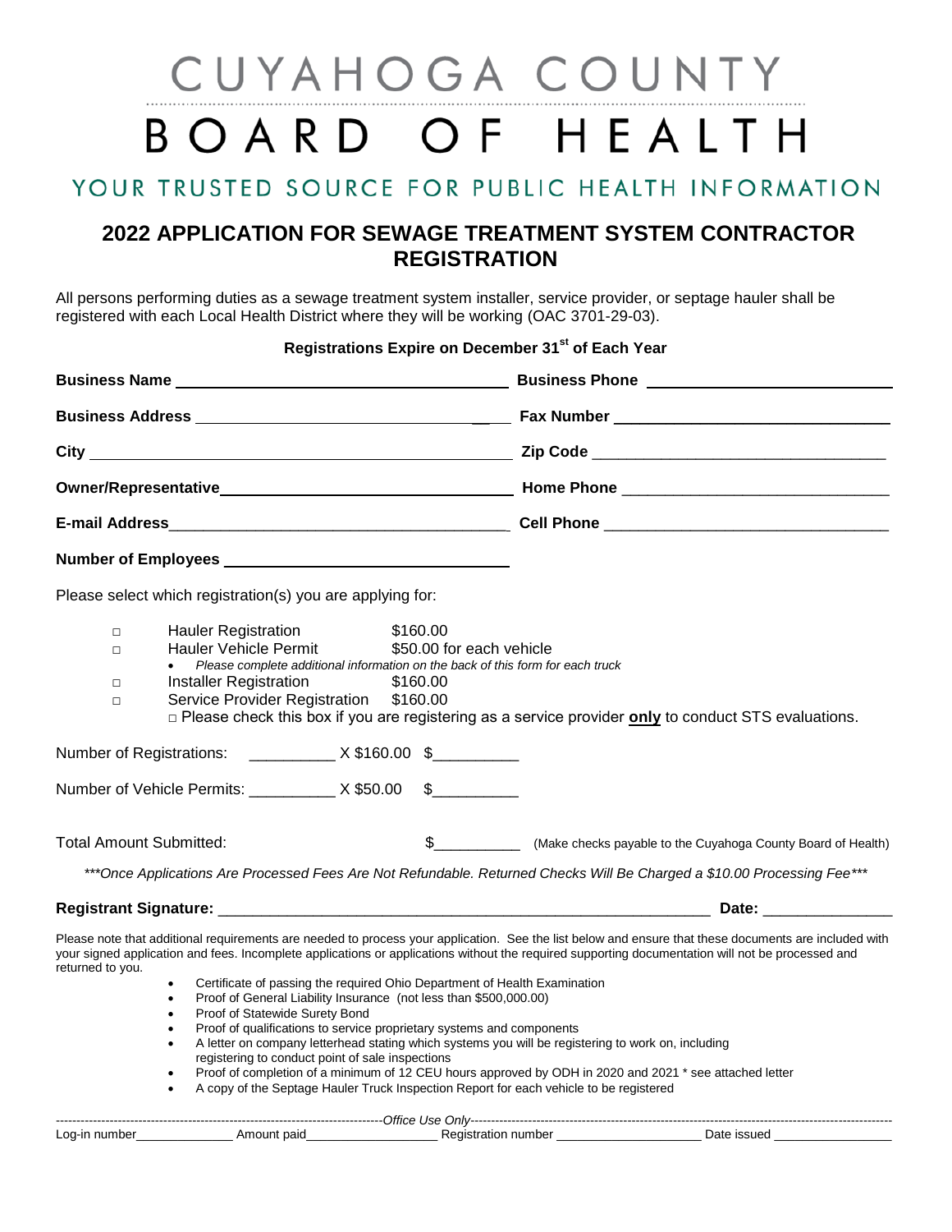# CUYAHOGA COUNTY BOARD OF HEALTH

YOUR TRUSTED SOURCE FOR PUBLIC HEALTH INFORMATION

## 2022 APPLICATION FOR SEWAGE TREATMENT SYSTEM CONTRACTOR REGISTRATION

All persons performing duties as a sewage treatment system installer, service provider, or septage hauler shall be registered with each Local Health District where they will be working (OAC 3701-29-03).

**Registrations Expire on December 31st of Each Year**

**Business Name** ______________________________ **Business Phone** ______________________________

**Business Address** ______________________________ **Fax Number** ______________________________

**City** ______________________________ **Zip Code** ______________________________

**Owner/Representative** ______________________________ **Home Phone** ______________________________

**E-mail Address** ______________________________ **Cell Phone** ______________________________

**Number of Employees** ______________________________

Please select which registration(s) you are applying for:

- □ Hauler Registration $160.00
- □ Hauler Vehicle Permit $50.00 for each vehicle
  - *Please complete additional information on the back of this form for each truck*
- □ Installer Registration $160.00
- □ Service Provider Registration $160.00

  □ Please check this box if you are registering as a service provider **only** to conduct STS evaluations.

Number of Registrations: __________ X $160.00 $__________

Number of Vehicle Permits: __________ X $50.00 $__________

Total Amount Submitted: $__________ (Make checks payable to the Cuyahoga County Board of Health)

****Once Applications Are Processed Fees Are Not Refundable. Returned Checks Will Be Charged a $10.00 Processing Fee****

**Registrant Signature:** ______________________________ **Date:** ______________

Please note that additional requirements are needed to process your application. See the list below and ensure that these documents are included with your signed application and fees. Incomplete applications or applications without the required supporting documentation will not be processed and returned to you.

- Certificate of passing the required Ohio Department of Health Examination
- Proof of General Liability Insurance (not less than $500,000.00)
- Proof of Statewide Surety Bond
- Proof of qualifications to service proprietary systems and components
- A letter on company letterhead stating which systems you will be registering to work on, including registering to conduct point of sale inspections
- Proof of completion of a minimum of 12 CEU hours approved by ODH in 2020 and 2021 * see attached letter
- A copy of the Septage Hauler Truck Inspection Report for each vehicle to be registered

---------------------------------------- *Office Use Only* ----------------------------------------

Log-in number______________ Amount paid______________ Registration number ______________ Date issued ______________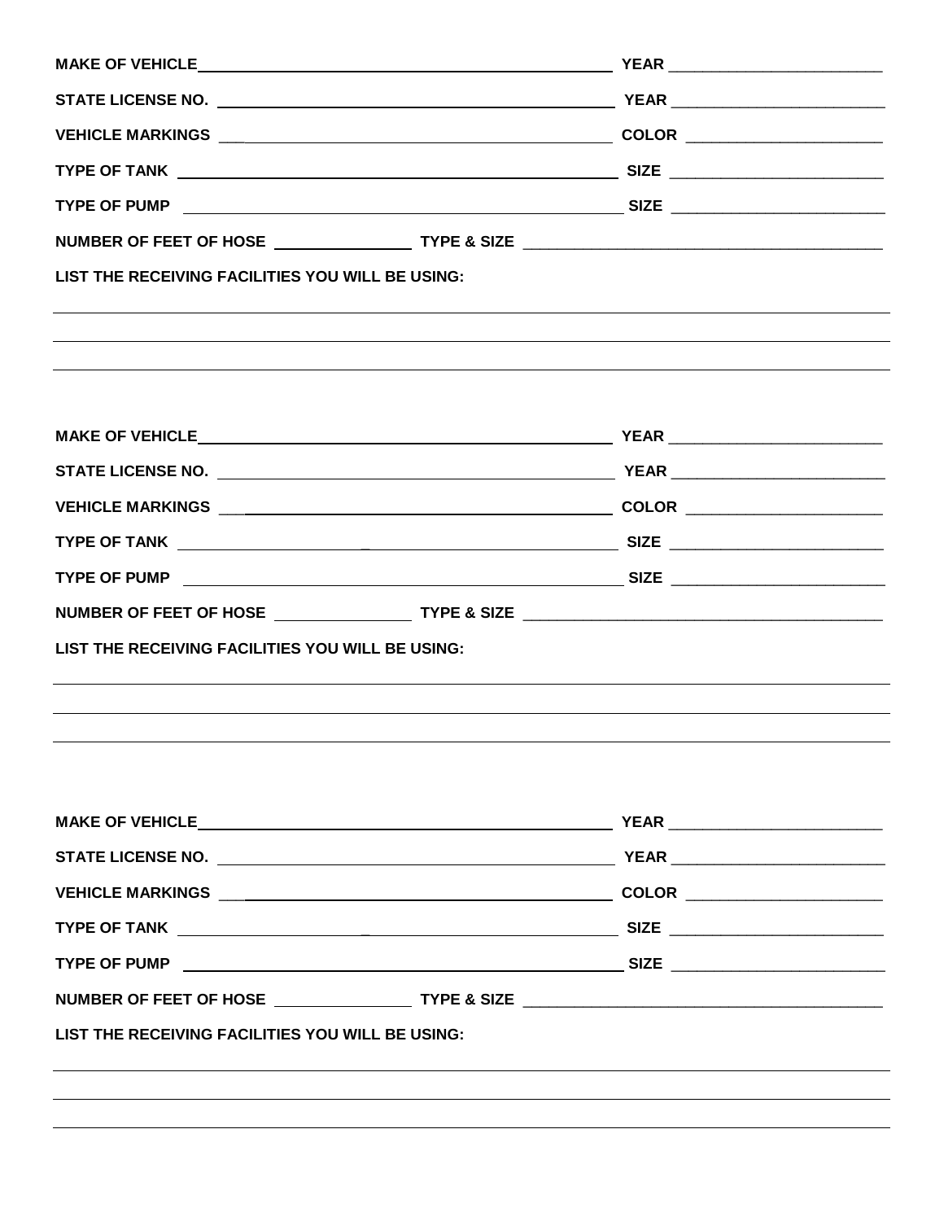MAKE OF VEHICLE ____________________________________________ YEAR ______________________

STATE LICENSE NO. __________________________________________ YEAR ______________________

VEHICLE MARKINGS ___________________________________________ COLOR _____________________

TYPE OF TANK _______________________________________________ SIZE ______________________

TYPE OF PUMP _______________________________________________ SIZE ______________________

NUMBER OF FEET OF HOSE _______________ TYPE & SIZE ______________________________________

LIST THE RECEIVING FACILITIES YOU WILL BE USING:

______________________________________________________________________________________

______________________________________________________________________________________

______________________________________________________________________________________

MAKE OF VEHICLE ____________________________________________ YEAR ______________________

STATE LICENSE NO. __________________________________________ YEAR ______________________

VEHICLE MARKINGS ___________________________________________ COLOR _____________________

TYPE OF TANK _______________________________________________ SIZE ______________________

TYPE OF PUMP _______________________________________________ SIZE ______________________

NUMBER OF FEET OF HOSE _______________ TYPE & SIZE ______________________________________

LIST THE RECEIVING FACILITIES YOU WILL BE USING:

______________________________________________________________________________________

______________________________________________________________________________________

______________________________________________________________________________________

MAKE OF VEHICLE ____________________________________________ YEAR ______________________

STATE LICENSE NO. __________________________________________ YEAR ______________________

VEHICLE MARKINGS ___________________________________________ COLOR _____________________

TYPE OF TANK _______________________________________________ SIZE ______________________

TYPE OF PUMP _______________________________________________ SIZE ______________________

NUMBER OF FEET OF HOSE _______________ TYPE & SIZE ______________________________________

LIST THE RECEIVING FACILITIES YOU WILL BE USING:

______________________________________________________________________________________

______________________________________________________________________________________

______________________________________________________________________________________